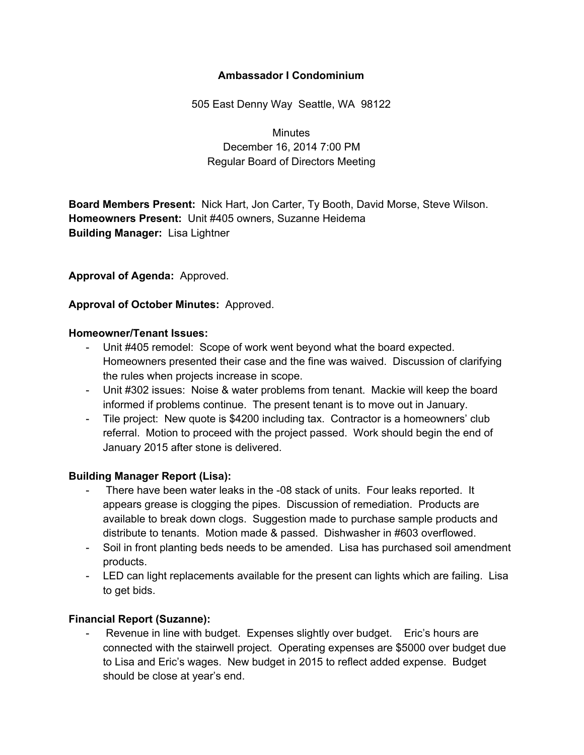**Ambassador I Condominium**

505 East Denny Way Seattle, WA 98122

Minutes
December 16, 2014 7:00 PM
Regular Board of Directors Meeting

**Board Members Present:** Nick Hart, Jon Carter, Ty Booth, David Morse, Steve Wilson.
**Homeowners Present:** Unit #405 owners, Suzanne Heidema
**Building Manager:** Lisa Lightner

**Approval of Agenda:** Approved.

**Approval of October Minutes:** Approved.

**Homeowner/Tenant Issues:**

- Unit #405 remodel: Scope of work went beyond what the board expected. Homeowners presented their case and the fine was waived. Discussion of clarifying the rules when projects increase in scope.
- Unit #302 issues: Noise & water problems from tenant. Mackie will keep the board informed if problems continue. The present tenant is to move out in January.
- Tile project: New quote is $4200 including tax. Contractor is a homeowners' club referral. Motion to proceed with the project passed. Work should begin the end of January 2015 after stone is delivered.

**Building Manager Report (Lisa):**

- There have been water leaks in the -08 stack of units. Four leaks reported. It appears grease is clogging the pipes. Discussion of remediation. Products are available to break down clogs. Suggestion made to purchase sample products and distribute to tenants. Motion made & passed. Dishwasher in #603 overflowed.
- Soil in front planting beds needs to be amended. Lisa has purchased soil amendment products.
- LED can light replacements available for the present can lights which are failing. Lisa to get bids.

**Financial Report (Suzanne):**

- Revenue in line with budget. Expenses slightly over budget. Eric's hours are connected with the stairwell project. Operating expenses are $5000 over budget due to Lisa and Eric's wages. New budget in 2015 to reflect added expense. Budget should be close at year's end.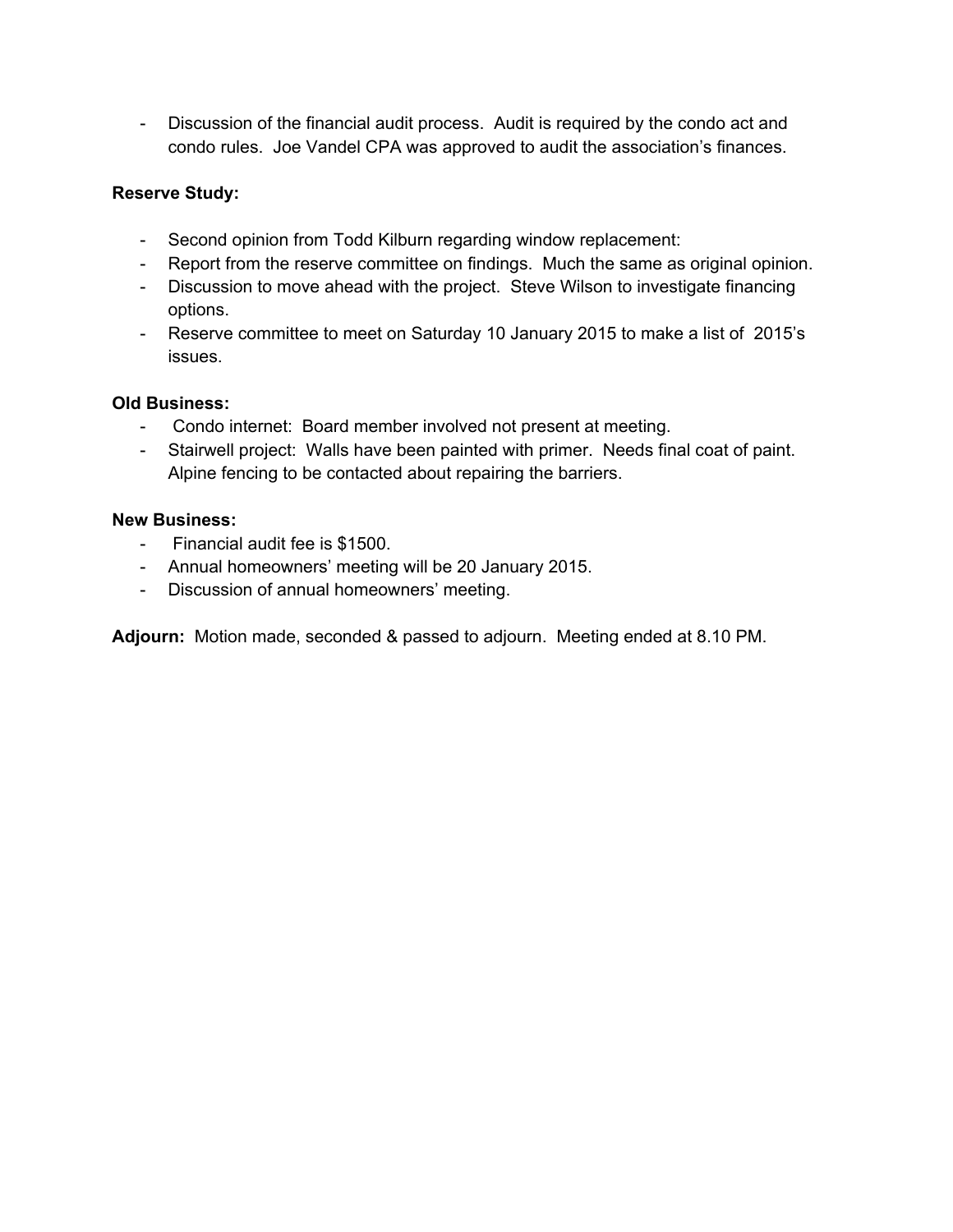- Discussion of the financial audit process. Audit is required by the condo act and condo rules. Joe Vandel CPA was approved to audit the association's finances.

**Reserve Study:**

- Second opinion from Todd Kilburn regarding window replacement:
- Report from the reserve committee on findings. Much the same as original opinion.
- Discussion to move ahead with the project. Steve Wilson to investigate financing options.
- Reserve committee to meet on Saturday 10 January 2015 to make a list of 2015's issues.

**Old Business:**

- Condo internet: Board member involved not present at meeting.
- Stairwell project: Walls have been painted with primer. Needs final coat of paint. Alpine fencing to be contacted about repairing the barriers.

**New Business:**

- Financial audit fee is $1500.
- Annual homeowners' meeting will be 20 January 2015.
- Discussion of annual homeowners' meeting.

**Adjourn:** Motion made, seconded & passed to adjourn. Meeting ended at 8.10 PM.